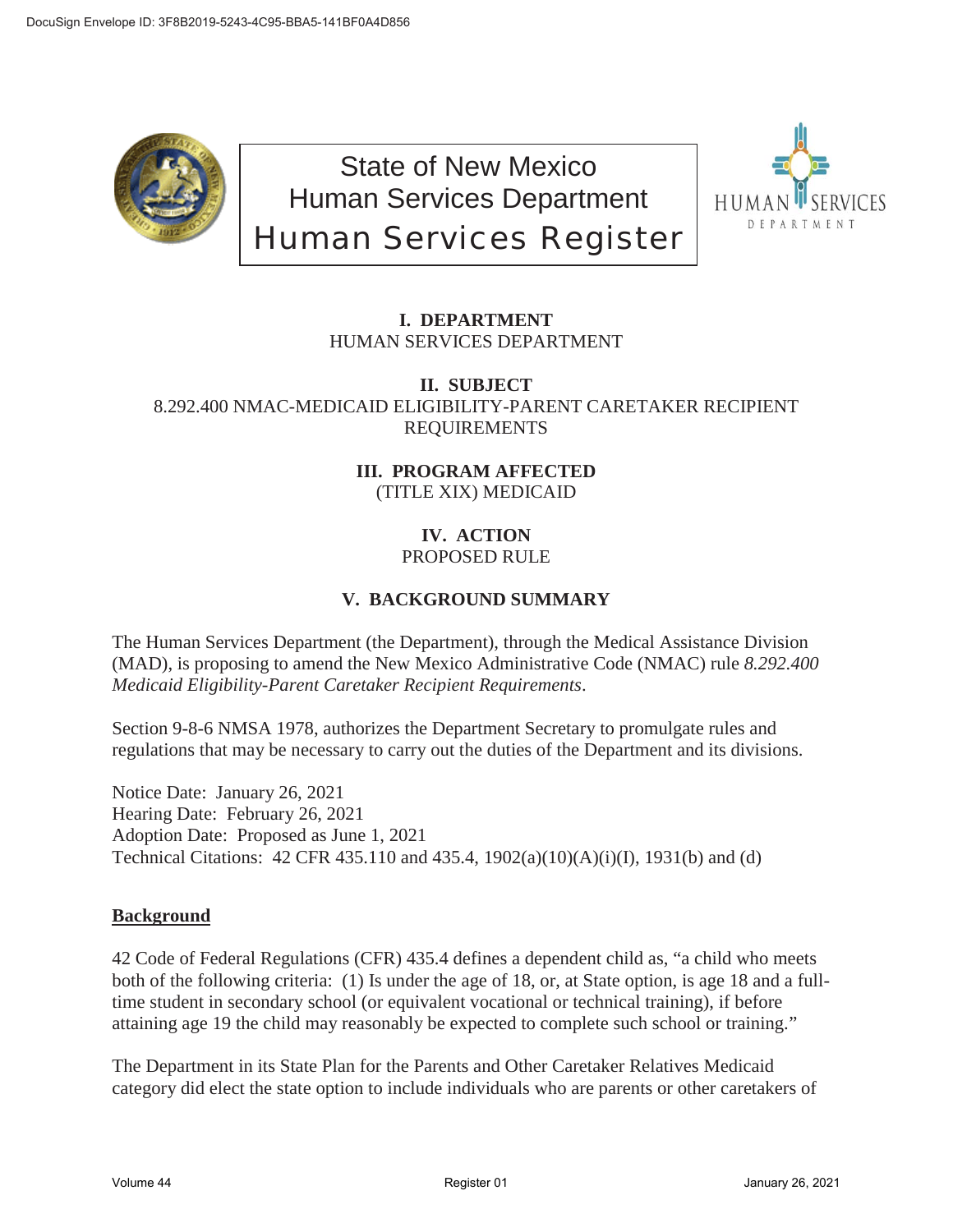State of New Mexico
Human Services Department
Human Services Register

**I. DEPARTMENT**
HUMAN SERVICES DEPARTMENT

**II. SUBJECT**
8.292.400 NMAC-MEDICAID ELIGIBILITY-PARENT CARETAKER RECIPIENT REQUIREMENTS

**III. PROGRAM AFFECTED**
(TITLE XIX) MEDICAID

**IV. ACTION**
PROPOSED RULE

**V. BACKGROUND SUMMARY**

The Human Services Department (the Department), through the Medical Assistance Division (MAD), is proposing to amend the New Mexico Administrative Code (NMAC) rule *8.292.400 Medicaid Eligibility-Parent Caretaker Recipient Requirements*.

Section 9-8-6 NMSA 1978, authorizes the Department Secretary to promulgate rules and regulations that may be necessary to carry out the duties of the Department and its divisions.

Notice Date: January 26, 2021
Hearing Date: February 26, 2021
Adoption Date: Proposed as June 1, 2021
Technical Citations: 42 CFR 435.110 and 435.4, 1902(a)(10)(A)(i)(I), 1931(b) and (d)

**Background**

42 Code of Federal Regulations (CFR) 435.4 defines a dependent child as, "a child who meets both of the following criteria: (1) Is under the age of 18, or, at State option, is age 18 and a full-time student in secondary school (or equivalent vocational or technical training), if before attaining age 19 the child may reasonably be expected to complete such school or training."

The Department in its State Plan for the Parents and Other Caretaker Relatives Medicaid category did elect the state option to include individuals who are parents or other caretakers of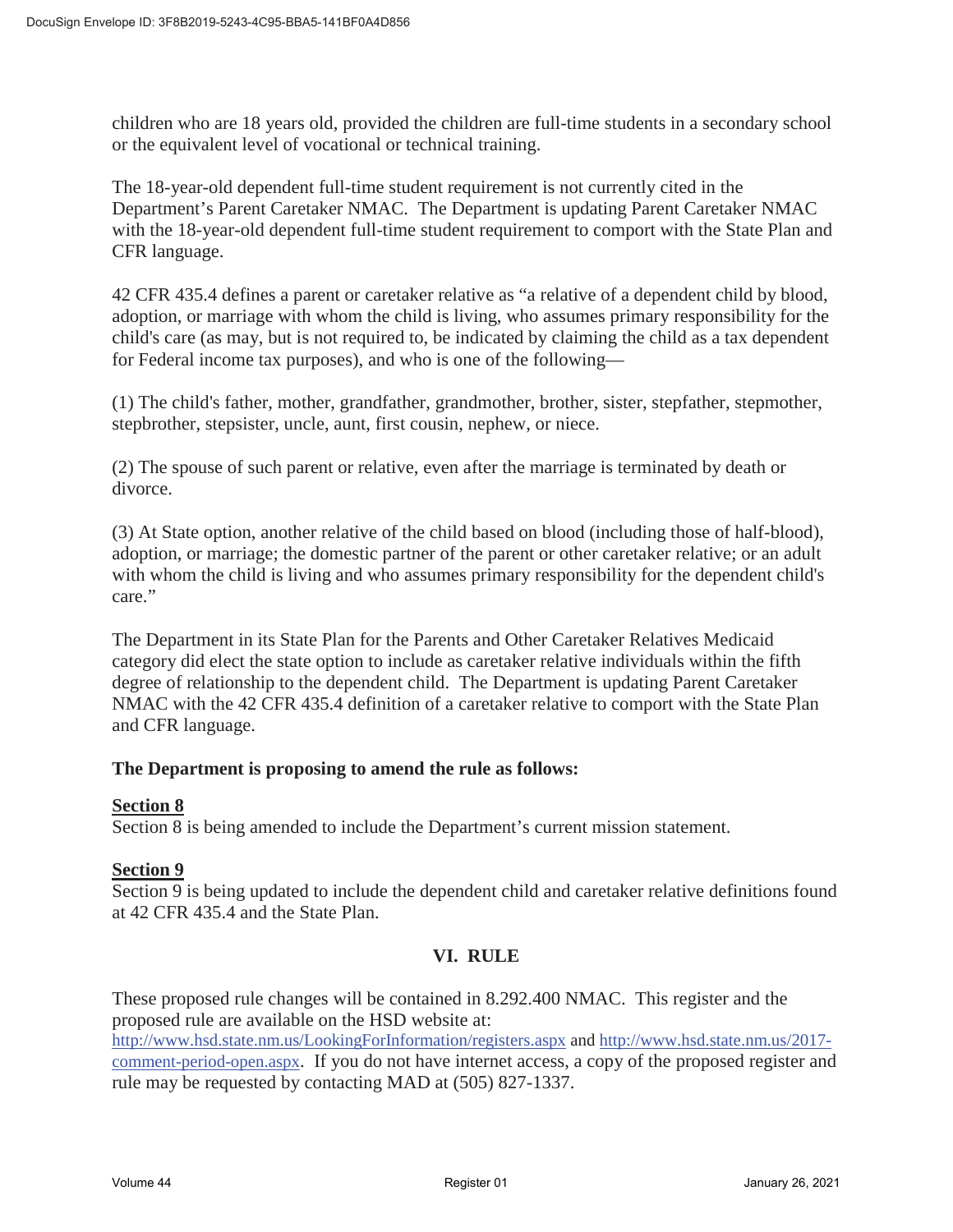children who are 18 years old, provided the children are full-time students in a secondary school or the equivalent level of vocational or technical training.

The 18-year-old dependent full-time student requirement is not currently cited in the Department's Parent Caretaker NMAC. The Department is updating Parent Caretaker NMAC with the 18-year-old dependent full-time student requirement to comport with the State Plan and CFR language.

42 CFR 435.4 defines a parent or caretaker relative as "a relative of a dependent child by blood, adoption, or marriage with whom the child is living, who assumes primary responsibility for the child's care (as may, but is not required to, be indicated by claiming the child as a tax dependent for Federal income tax purposes), and who is one of the following—

(1) The child's father, mother, grandfather, grandmother, brother, sister, stepfather, stepmother, stepbrother, stepsister, uncle, aunt, first cousin, nephew, or niece.

(2) The spouse of such parent or relative, even after the marriage is terminated by death or divorce.

(3) At State option, another relative of the child based on blood (including those of half-blood), adoption, or marriage; the domestic partner of the parent or other caretaker relative; or an adult with whom the child is living and who assumes primary responsibility for the dependent child's care."

The Department in its State Plan for the Parents and Other Caretaker Relatives Medicaid category did elect the state option to include as caretaker relative individuals within the fifth degree of relationship to the dependent child. The Department is updating Parent Caretaker NMAC with the 42 CFR 435.4 definition of a caretaker relative to comport with the State Plan and CFR language.

**The Department is proposing to amend the rule as follows:**

**Section 8**
Section 8 is being amended to include the Department's current mission statement.

**Section 9**
Section 9 is being updated to include the dependent child and caretaker relative definitions found at 42 CFR 435.4 and the State Plan.

## VI. RULE

These proposed rule changes will be contained in 8.292.400 NMAC. This register and the proposed rule are available on the HSD website at: http://www.hsd.state.nm.us/LookingForInformation/registers.aspx and http://www.hsd.state.nm.us/2017-comment-period-open.aspx. If you do not have internet access, a copy of the proposed register and rule may be requested by contacting MAD at (505) 827-1337.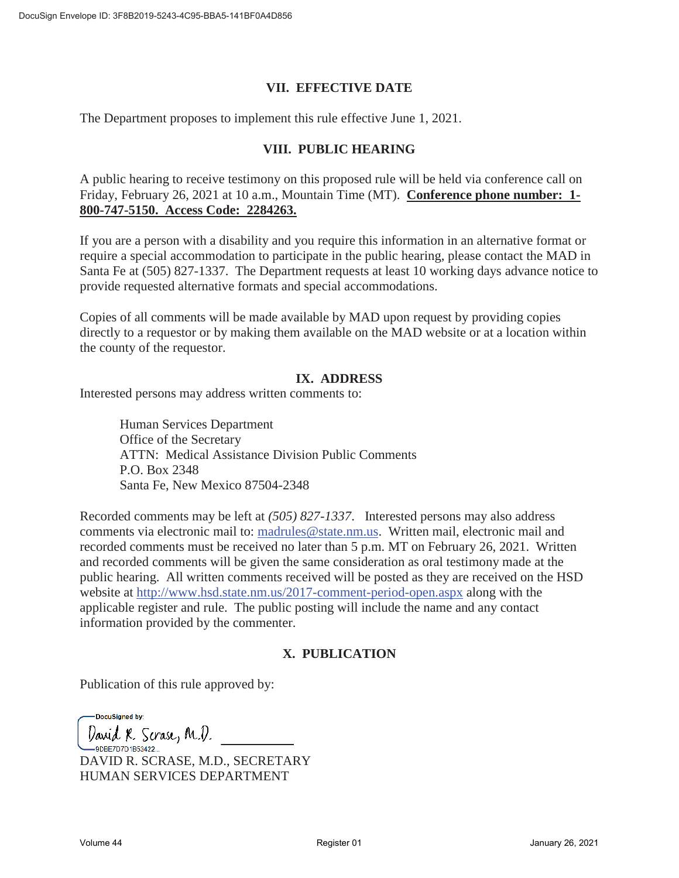## VII. EFFECTIVE DATE

The Department proposes to implement this rule effective June 1, 2021.

## VIII. PUBLIC HEARING

A public hearing to receive testimony on this proposed rule will be held via conference call on Friday, February 26, 2021 at 10 a.m., Mountain Time (MT). **Conference phone number: 1-800-747-5150. Access Code: 2284263.**

If you are a person with a disability and you require this information in an alternative format or require a special accommodation to participate in the public hearing, please contact the MAD in Santa Fe at (505) 827-1337. The Department requests at least 10 working days advance notice to provide requested alternative formats and special accommodations.

Copies of all comments will be made available by MAD upon request by providing copies directly to a requestor or by making them available on the MAD website or at a location within the county of the requestor.

## IX. ADDRESS

Interested persons may address written comments to:

Human Services Department
Office of the Secretary
ATTN: Medical Assistance Division Public Comments
P.O. Box 2348
Santa Fe, New Mexico 87504-2348

Recorded comments may be left at *(505) 827-1337*. Interested persons may also address comments via electronic mail to: madrules@state.nm.us. Written mail, electronic mail and recorded comments must be received no later than 5 p.m. MT on February 26, 2021. Written and recorded comments will be given the same consideration as oral testimony made at the public hearing. All written comments received will be posted as they are received on the HSD website at http://www.hsd.state.nm.us/2017-comment-period-open.aspx along with the applicable register and rule. The public posting will include the name and any contact information provided by the commenter.

## X. PUBLICATION

Publication of this rule approved by:

DocuSigned by:
David R. Scrase, M.D.
9DBE7D7D1B63422...

DAVID R. SCRASE, M.D., SECRETARY
HUMAN SERVICES DEPARTMENT